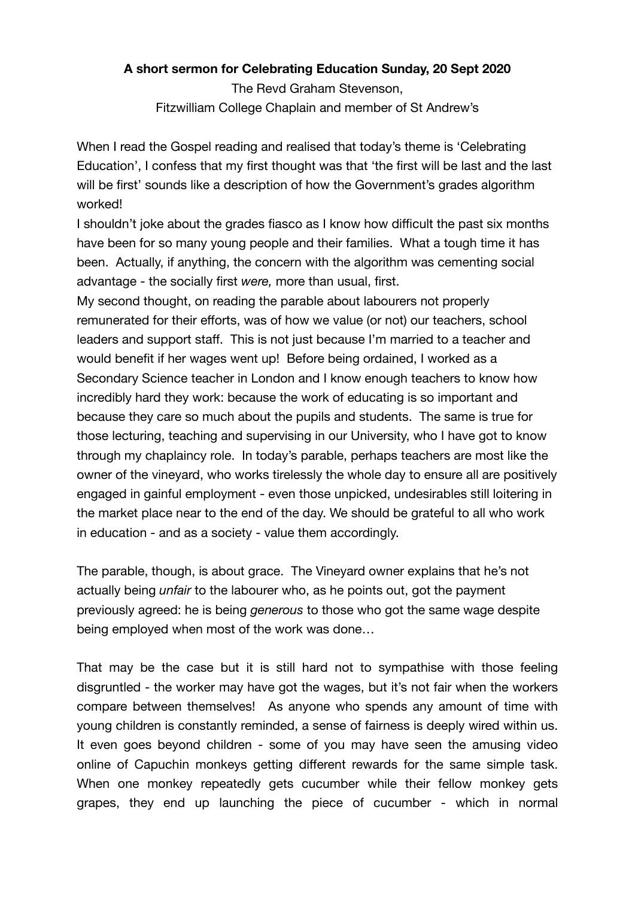**A short sermon for Celebrating Education Sunday, 20 Sept 2020**

The Revd Graham Stevenson,
Fitzwilliam College Chaplain and member of St Andrew's

When I read the Gospel reading and realised that today's theme is 'Celebrating Education', I confess that my first thought was that 'the first will be last and the last will be first' sounds like a description of how the Government's grades algorithm worked!

I shouldn't joke about the grades fiasco as I know how difficult the past six months have been for so many young people and their families. What a tough time it has been. Actually, if anything, the concern with the algorithm was cementing social advantage - the socially first *were,* more than usual, first.

My second thought, on reading the parable about labourers not properly remunerated for their efforts, was of how we value (or not) our teachers, school leaders and support staff. This is not just because I'm married to a teacher and would benefit if her wages went up! Before being ordained, I worked as a Secondary Science teacher in London and I know enough teachers to know how incredibly hard they work: because the work of educating is so important and because they care so much about the pupils and students. The same is true for those lecturing, teaching and supervising in our University, who I have got to know through my chaplaincy role. In today's parable, perhaps teachers are most like the owner of the vineyard, who works tirelessly the whole day to ensure all are positively engaged in gainful employment - even those unpicked, undesirables still loitering in the market place near to the end of the day. We should be grateful to all who work in education - and as a society - value them accordingly.

The parable, though, is about grace. The Vineyard owner explains that he's not actually being *unfair* to the labourer who, as he points out, got the payment previously agreed: he is being *generous* to those who got the same wage despite being employed when most of the work was done…

That may be the case but it is still hard not to sympathise with those feeling disgruntled - the worker may have got the wages, but it's not fair when the workers compare between themselves! As anyone who spends any amount of time with young children is constantly reminded, a sense of fairness is deeply wired within us. It even goes beyond children - some of you may have seen the amusing video online of Capuchin monkeys getting different rewards for the same simple task. When one monkey repeatedly gets cucumber while their fellow monkey gets grapes, they end up launching the piece of cucumber - which in normal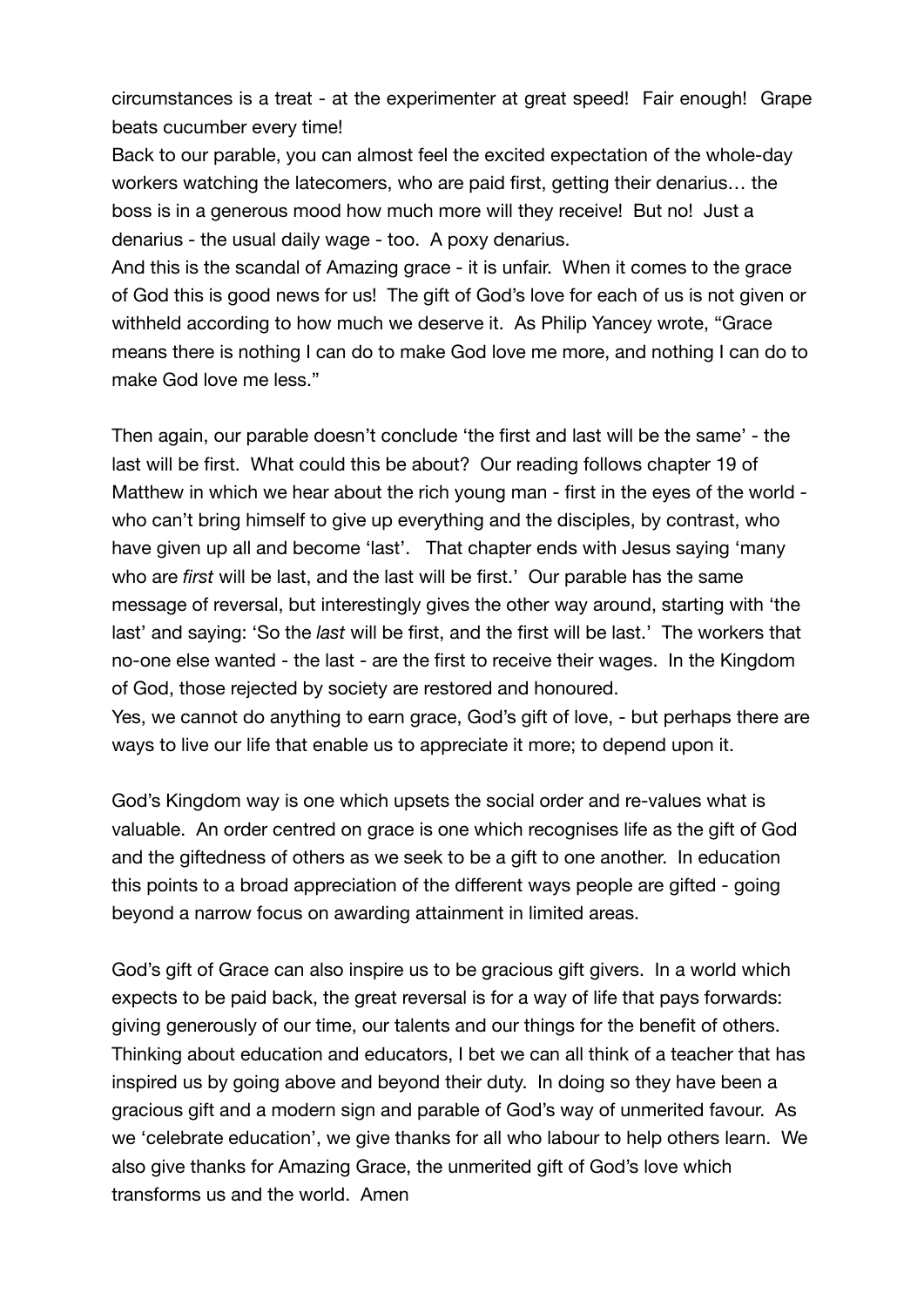circumstances is a treat - at the experimenter at great speed! Fair enough! Grape beats cucumber every time!

Back to our parable, you can almost feel the excited expectation of the whole-day workers watching the latecomers, who are paid first, getting their denarius… the boss is in a generous mood how much more will they receive! But no! Just a denarius - the usual daily wage - too. A poxy denarius.

And this is the scandal of Amazing grace - it is unfair. When it comes to the grace of God this is good news for us! The gift of God's love for each of us is not given or withheld according to how much we deserve it. As Philip Yancey wrote, "Grace means there is nothing I can do to make God love me more, and nothing I can do to make God love me less."

Then again, our parable doesn't conclude 'the first and last will be the same' - the last will be first. What could this be about? Our reading follows chapter 19 of Matthew in which we hear about the rich young man - first in the eyes of the world - who can't bring himself to give up everything and the disciples, by contrast, who have given up all and become 'last'. That chapter ends with Jesus saying 'many who are *first* will be last, and the last will be first.' Our parable has the same message of reversal, but interestingly gives the other way around, starting with 'the last' and saying: 'So the *last* will be first, and the first will be last.' The workers that no-one else wanted - the last - are the first to receive their wages. In the Kingdom of God, those rejected by society are restored and honoured.

Yes, we cannot do anything to earn grace, God's gift of love, - but perhaps there are ways to live our life that enable us to appreciate it more; to depend upon it.

God's Kingdom way is one which upsets the social order and re-values what is valuable. An order centred on grace is one which recognises life as the gift of God and the giftedness of others as we seek to be a gift to one another. In education this points to a broad appreciation of the different ways people are gifted - going beyond a narrow focus on awarding attainment in limited areas.

God's gift of Grace can also inspire us to be gracious gift givers. In a world which expects to be paid back, the great reversal is for a way of life that pays forwards: giving generously of our time, our talents and our things for the benefit of others. Thinking about education and educators, I bet we can all think of a teacher that has inspired us by going above and beyond their duty. In doing so they have been a gracious gift and a modern sign and parable of God's way of unmerited favour. As we 'celebrate education', we give thanks for all who labour to help others learn. We also give thanks for Amazing Grace, the unmerited gift of God's love which transforms us and the world. Amen